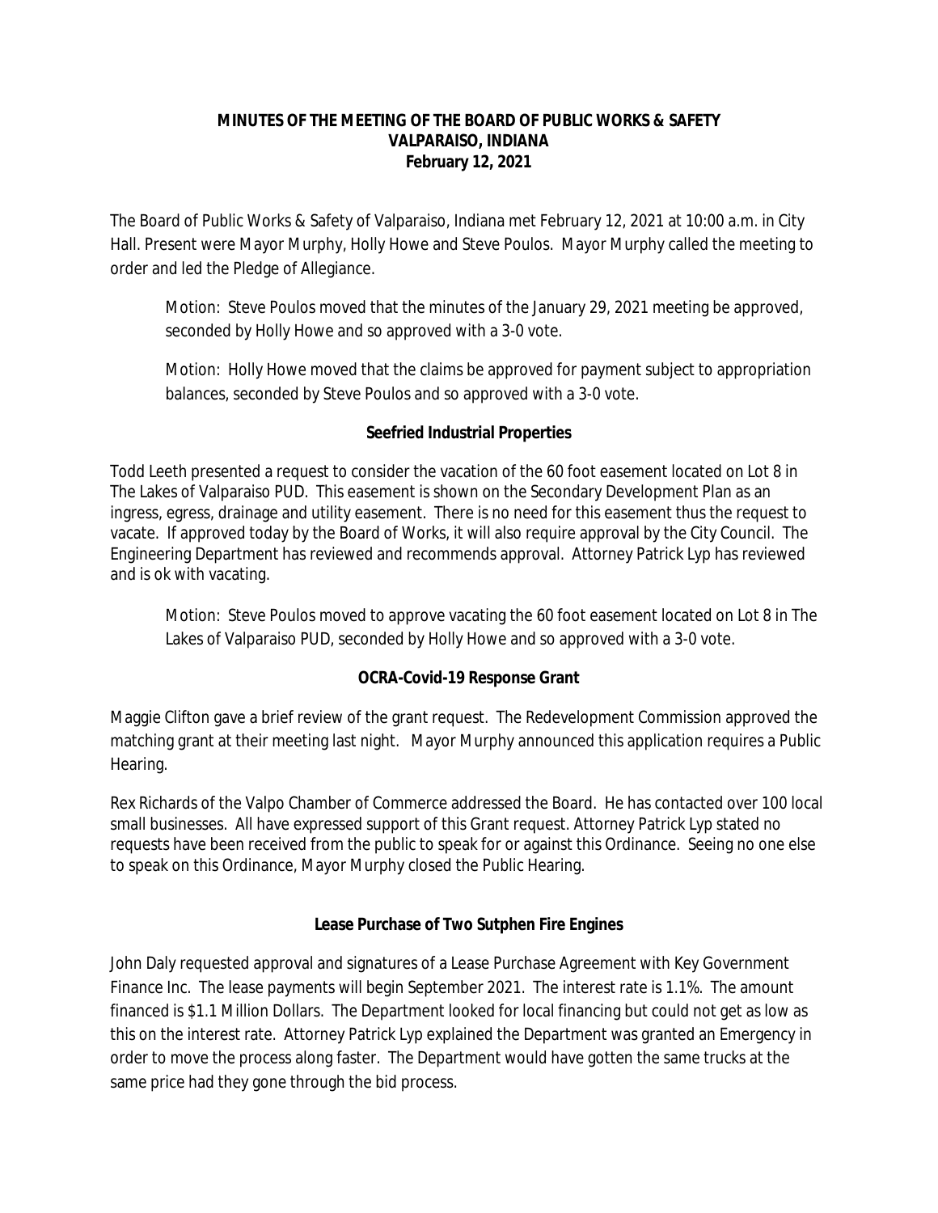**MINUTES OF THE MEETING OF THE BOARD OF PUBLIC WORKS & SAFETY**
**VALPARAISO, INDIANA**
**February 12, 2021**

The Board of Public Works & Safety of Valparaiso, Indiana met February 12, 2021 at 10:00 a.m. in City Hall. Present were Mayor Murphy, Holly Howe and Steve Poulos. Mayor Murphy called the meeting to order and led the Pledge of Allegiance.

> Motion: Steve Poulos moved that the minutes of the January 29, 2021 meeting be approved, seconded by Holly Howe and so approved with a 3-0 vote.
>
> Motion: Holly Howe moved that the claims be approved for payment subject to appropriation balances, seconded by Steve Poulos and so approved with a 3-0 vote.

**Seefried Industrial Properties**

Todd Leeth presented a request to consider the vacation of the 60 foot easement located on Lot 8 in The Lakes of Valparaiso PUD. This easement is shown on the Secondary Development Plan as an ingress, egress, drainage and utility easement. There is no need for this easement thus the request to vacate. If approved today by the Board of Works, it will also require approval by the City Council. The Engineering Department has reviewed and recommends approval. Attorney Patrick Lyp has reviewed and is ok with vacating.

> Motion: Steve Poulos moved to approve vacating the 60 foot easement located on Lot 8 in The Lakes of Valparaiso PUD, seconded by Holly Howe and so approved with a 3-0 vote.

**OCRA-Covid-19 Response Grant**

Maggie Clifton gave a brief review of the grant request. The Redevelopment Commission approved the matching grant at their meeting last night. Mayor Murphy announced this application requires a Public Hearing.

Rex Richards of the Valpo Chamber of Commerce addressed the Board. He has contacted over 100 local small businesses. All have expressed support of this Grant request. Attorney Patrick Lyp stated no requests have been received from the public to speak for or against this Ordinance. Seeing no one else to speak on this Ordinance, Mayor Murphy closed the Public Hearing.

**Lease Purchase of Two Sutphen Fire Engines**

John Daly requested approval and signatures of a Lease Purchase Agreement with Key Government Finance Inc. The lease payments will begin September 2021. The interest rate is 1.1%. The amount financed is $1.1 Million Dollars. The Department looked for local financing but could not get as low as this on the interest rate. Attorney Patrick Lyp explained the Department was granted an Emergency in order to move the process along faster. The Department would have gotten the same trucks at the same price had they gone through the bid process.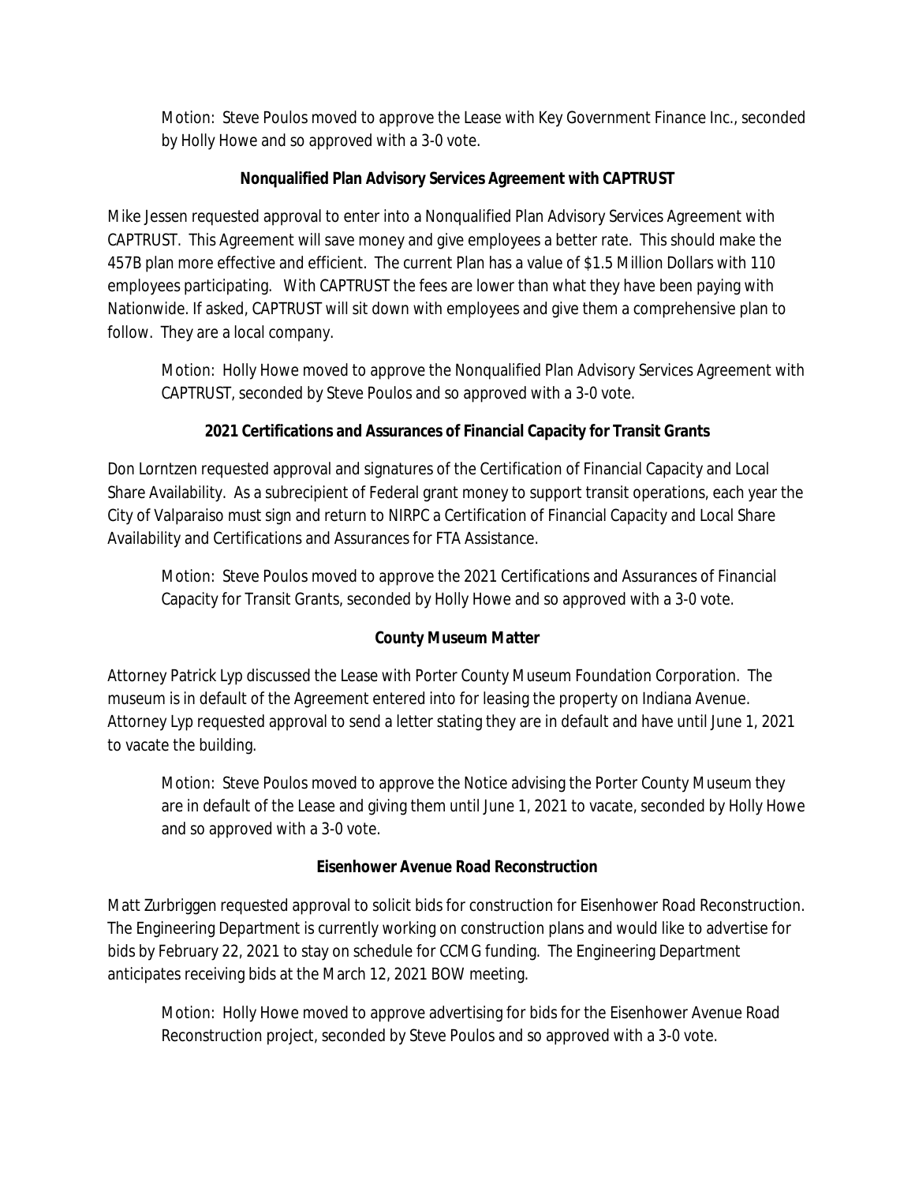Motion: Steve Poulos moved to approve the Lease with Key Government Finance Inc., seconded by Holly Howe and so approved with a 3-0 vote.

**Nonqualified Plan Advisory Services Agreement with CAPTRUST**

Mike Jessen requested approval to enter into a Nonqualified Plan Advisory Services Agreement with CAPTRUST. This Agreement will save money and give employees a better rate. This should make the 457B plan more effective and efficient. The current Plan has a value of $1.5 Million Dollars with 110 employees participating. With CAPTRUST the fees are lower than what they have been paying with Nationwide. If asked, CAPTRUST will sit down with employees and give them a comprehensive plan to follow. They are a local company.

Motion: Holly Howe moved to approve the Nonqualified Plan Advisory Services Agreement with CAPTRUST, seconded by Steve Poulos and so approved with a 3-0 vote.

**2021 Certifications and Assurances of Financial Capacity for Transit Grants**

Don Lorntzen requested approval and signatures of the Certification of Financial Capacity and Local Share Availability. As a subrecipient of Federal grant money to support transit operations, each year the City of Valparaiso must sign and return to NIRPC a Certification of Financial Capacity and Local Share Availability and Certifications and Assurances for FTA Assistance.

Motion: Steve Poulos moved to approve the 2021 Certifications and Assurances of Financial Capacity for Transit Grants, seconded by Holly Howe and so approved with a 3-0 vote.

**County Museum Matter**

Attorney Patrick Lyp discussed the Lease with Porter County Museum Foundation Corporation. The museum is in default of the Agreement entered into for leasing the property on Indiana Avenue. Attorney Lyp requested approval to send a letter stating they are in default and have until June 1, 2021 to vacate the building.

Motion: Steve Poulos moved to approve the Notice advising the Porter County Museum they are in default of the Lease and giving them until June 1, 2021 to vacate, seconded by Holly Howe and so approved with a 3-0 vote.

**Eisenhower Avenue Road Reconstruction**

Matt Zurbriggen requested approval to solicit bids for construction for Eisenhower Road Reconstruction. The Engineering Department is currently working on construction plans and would like to advertise for bids by February 22, 2021 to stay on schedule for CCMG funding. The Engineering Department anticipates receiving bids at the March 12, 2021 BOW meeting.

Motion: Holly Howe moved to approve advertising for bids for the Eisenhower Avenue Road Reconstruction project, seconded by Steve Poulos and so approved with a 3-0 vote.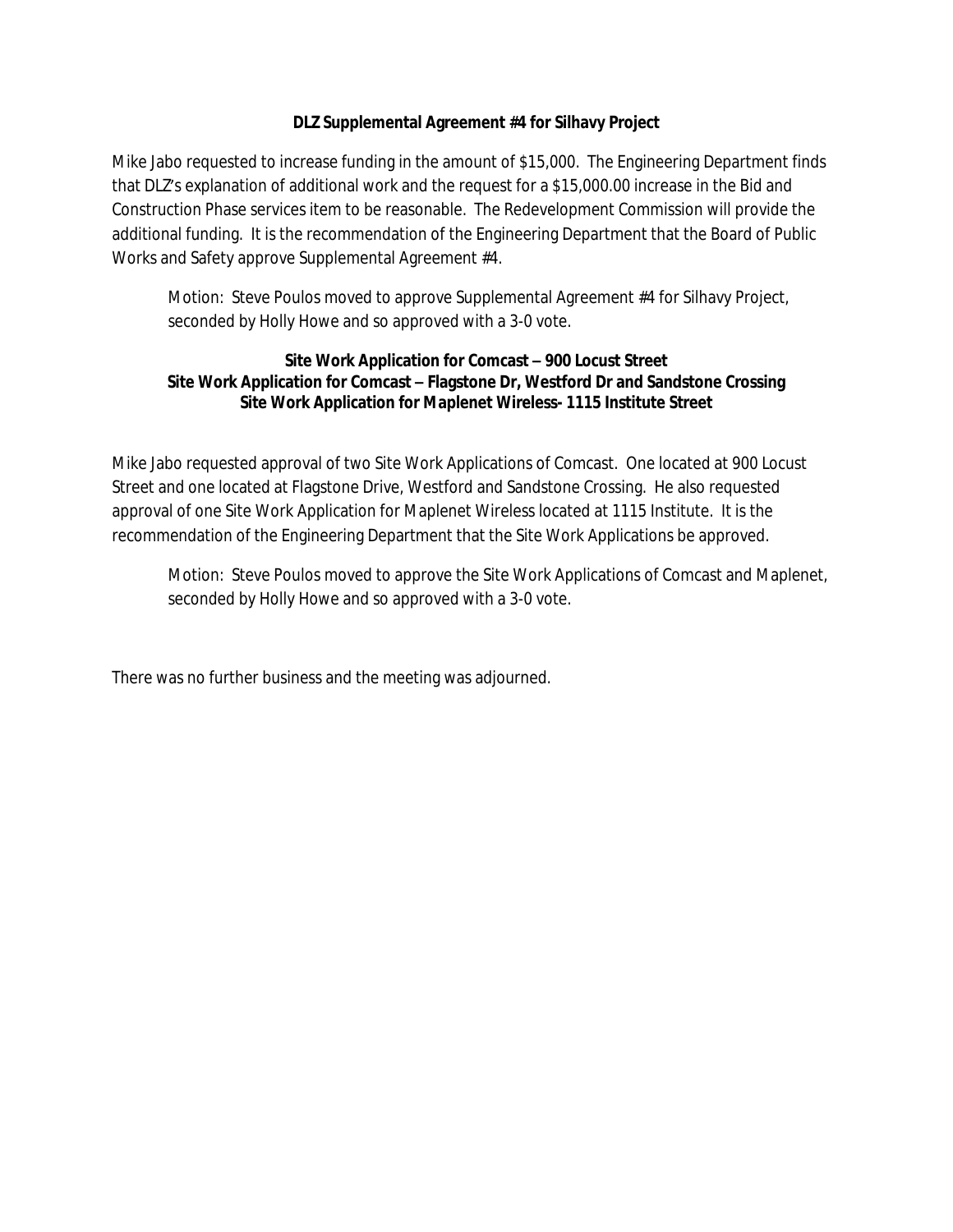**DLZ Supplemental Agreement #4 for Silhavy Project**

Mike Jabo requested to increase funding in the amount of $15,000. The Engineering Department finds that DLZ's explanation of additional work and the request for a $15,000.00 increase in the Bid and Construction Phase services item to be reasonable. The Redevelopment Commission will provide the additional funding. It is the recommendation of the Engineering Department that the Board of Public Works and Safety approve Supplemental Agreement #4.

> Motion: Steve Poulos moved to approve Supplemental Agreement #4 for Silhavy Project, seconded by Holly Howe and so approved with a 3-0 vote.

**Site Work Application for Comcast – 900 Locust Street**
**Site Work Application for Comcast – Flagstone Dr, Westford Dr and Sandstone Crossing**
**Site Work Application for Maplenet Wireless- 1115 Institute Street**

Mike Jabo requested approval of two Site Work Applications of Comcast. One located at 900 Locust Street and one located at Flagstone Drive, Westford and Sandstone Crossing. He also requested approval of one Site Work Application for Maplenet Wireless located at 1115 Institute. It is the recommendation of the Engineering Department that the Site Work Applications be approved.

> Motion: Steve Poulos moved to approve the Site Work Applications of Comcast and Maplenet, seconded by Holly Howe and so approved with a 3-0 vote.

There was no further business and the meeting was adjourned.